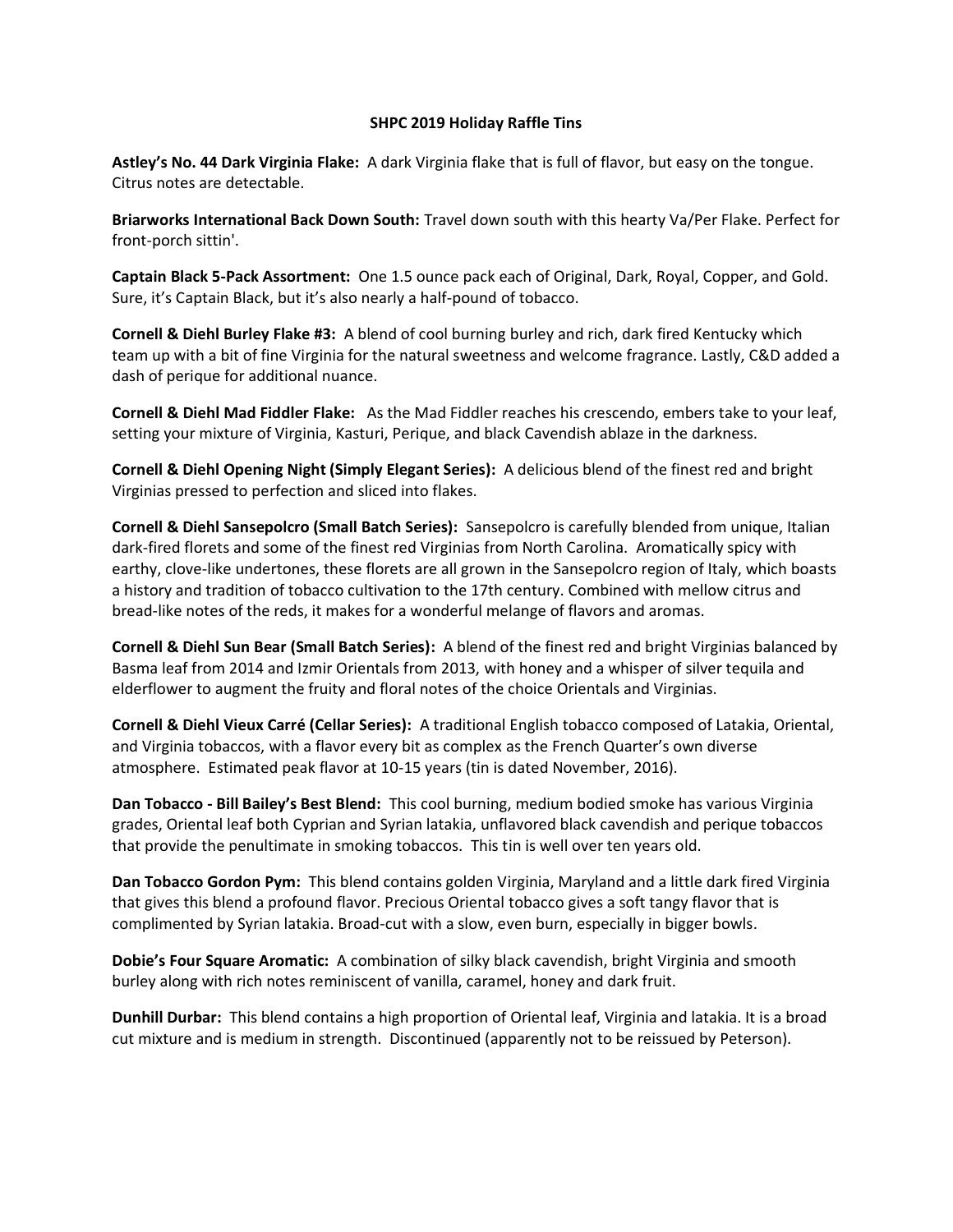**SHPC 2019 Holiday Raffle Tins**

**Astley's No. 44 Dark Virginia Flake:** A dark Virginia flake that is full of flavor, but easy on the tongue. Citrus notes are detectable.

**Briarworks International Back Down South:** Travel down south with this hearty Va/Per Flake. Perfect for front-porch sittin'.

**Captain Black 5-Pack Assortment:** One 1.5 ounce pack each of Original, Dark, Royal, Copper, and Gold. Sure, it's Captain Black, but it's also nearly a half-pound of tobacco.

**Cornell & Diehl Burley Flake #3:** A blend of cool burning burley and rich, dark fired Kentucky which team up with a bit of fine Virginia for the natural sweetness and welcome fragrance. Lastly, C&D added a dash of perique for additional nuance.

**Cornell & Diehl Mad Fiddler Flake:** As the Mad Fiddler reaches his crescendo, embers take to your leaf, setting your mixture of Virginia, Kasturi, Perique, and black Cavendish ablaze in the darkness.

**Cornell & Diehl Opening Night (Simply Elegant Series):** A delicious blend of the finest red and bright Virginias pressed to perfection and sliced into flakes.

**Cornell & Diehl Sansepolcro (Small Batch Series):** Sansepolcro is carefully blended from unique, Italian dark-fired florets and some of the finest red Virginias from North Carolina. Aromatically spicy with earthy, clove-like undertones, these florets are all grown in the Sansepolcro region of Italy, which boasts a history and tradition of tobacco cultivation to the 17th century. Combined with mellow citrus and bread-like notes of the reds, it makes for a wonderful melange of flavors and aromas.

**Cornell & Diehl Sun Bear (Small Batch Series):** A blend of the finest red and bright Virginias balanced by Basma leaf from 2014 and Izmir Orientals from 2013, with honey and a whisper of silver tequila and elderflower to augment the fruity and floral notes of the choice Orientals and Virginias.

**Cornell & Diehl Vieux Carré (Cellar Series):** A traditional English tobacco composed of Latakia, Oriental, and Virginia tobaccos, with a flavor every bit as complex as the French Quarter's own diverse atmosphere. Estimated peak flavor at 10-15 years (tin is dated November, 2016).

**Dan Tobacco - Bill Bailey's Best Blend:** This cool burning, medium bodied smoke has various Virginia grades, Oriental leaf both Cyprian and Syrian latakia, unflavored black cavendish and perique tobaccos that provide the penultimate in smoking tobaccos. This tin is well over ten years old.

**Dan Tobacco Gordon Pym:** This blend contains golden Virginia, Maryland and a little dark fired Virginia that gives this blend a profound flavor. Precious Oriental tobacco gives a soft tangy flavor that is complimented by Syrian latakia. Broad-cut with a slow, even burn, especially in bigger bowls.

**Dobie's Four Square Aromatic:** A combination of silky black cavendish, bright Virginia and smooth burley along with rich notes reminiscent of vanilla, caramel, honey and dark fruit.

**Dunhill Durbar:** This blend contains a high proportion of Oriental leaf, Virginia and latakia. It is a broad cut mixture and is medium in strength. Discontinued (apparently not to be reissued by Peterson).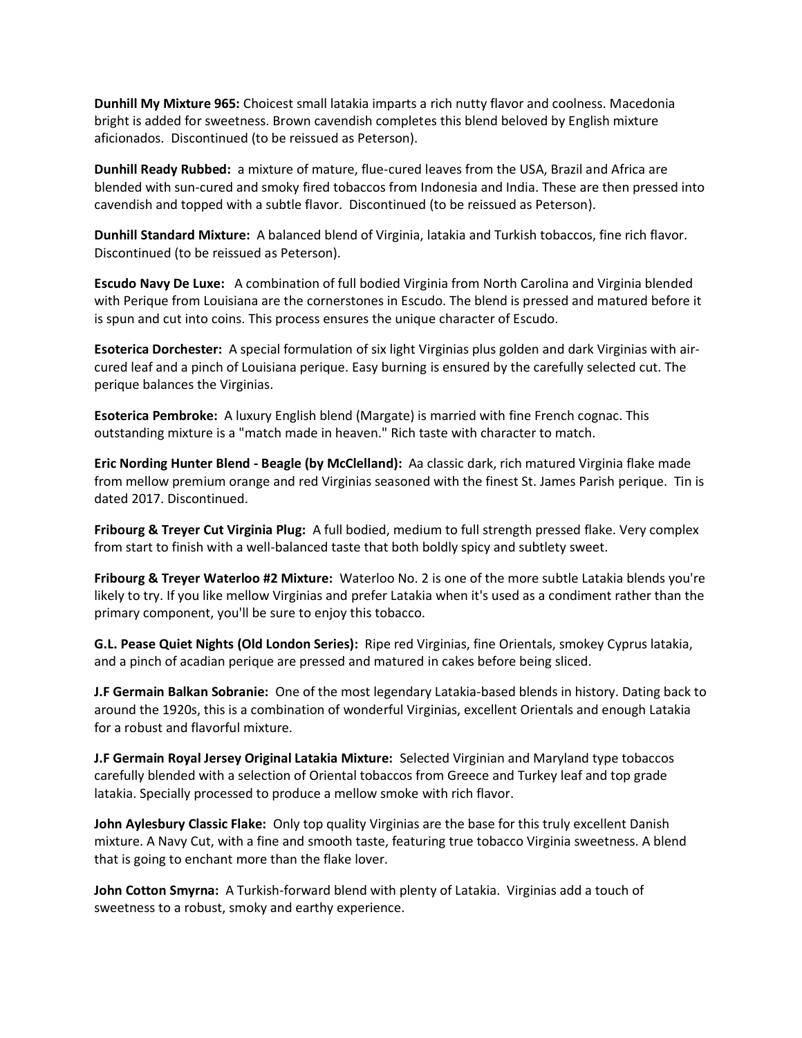**Dunhill My Mixture 965:** Choicest small latakia imparts a rich nutty flavor and coolness. Macedonia bright is added for sweetness. Brown cavendish completes this blend beloved by English mixture aficionados. Discontinued (to be reissued as Peterson).

**Dunhill Ready Rubbed:** a mixture of mature, flue-cured leaves from the USA, Brazil and Africa are blended with sun-cured and smoky fired tobaccos from Indonesia and India. These are then pressed into cavendish and topped with a subtle flavor. Discontinued (to be reissued as Peterson).

**Dunhill Standard Mixture:** A balanced blend of Virginia, latakia and Turkish tobaccos, fine rich flavor. Discontinued (to be reissued as Peterson).

**Escudo Navy De Luxe:** A combination of full bodied Virginia from North Carolina and Virginia blended with Perique from Louisiana are the cornerstones in Escudo. The blend is pressed and matured before it is spun and cut into coins. This process ensures the unique character of Escudo.

**Esoterica Dorchester:** A special formulation of six light Virginias plus golden and dark Virginias with air-cured leaf and a pinch of Louisiana perique. Easy burning is ensured by the carefully selected cut. The perique balances the Virginias.

**Esoterica Pembroke:** A luxury English blend (Margate) is married with fine French cognac. This outstanding mixture is a "match made in heaven." Rich taste with character to match.

**Eric Nording Hunter Blend - Beagle (by McClelland):** Aa classic dark, rich matured Virginia flake made from mellow premium orange and red Virginias seasoned with the finest St. James Parish perique. Tin is dated 2017. Discontinued.

**Fribourg & Treyer Cut Virginia Plug:** A full bodied, medium to full strength pressed flake. Very complex from start to finish with a well-balanced taste that both boldly spicy and subtlety sweet.

**Fribourg & Treyer Waterloo #2 Mixture:** Waterloo No. 2 is one of the more subtle Latakia blends you're likely to try. If you like mellow Virginias and prefer Latakia when it's used as a condiment rather than the primary component, you'll be sure to enjoy this tobacco.

**G.L. Pease Quiet Nights (Old London Series):** Ripe red Virginias, fine Orientals, smokey Cyprus latakia, and a pinch of acadian perique are pressed and matured in cakes before being sliced.

**J.F Germain Balkan Sobranie:** One of the most legendary Latakia-based blends in history. Dating back to around the 1920s, this is a combination of wonderful Virginias, excellent Orientals and enough Latakia for a robust and flavorful mixture.

**J.F Germain Royal Jersey Original Latakia Mixture:** Selected Virginian and Maryland type tobaccos carefully blended with a selection of Oriental tobaccos from Greece and Turkey leaf and top grade latakia. Specially processed to produce a mellow smoke with rich flavor.

**John Aylesbury Classic Flake:** Only top quality Virginias are the base for this truly excellent Danish mixture. A Navy Cut, with a fine and smooth taste, featuring true tobacco Virginia sweetness. A blend that is going to enchant more than the flake lover.

**John Cotton Smyrna:** A Turkish-forward blend with plenty of Latakia. Virginias add a touch of sweetness to a robust, smoky and earthy experience.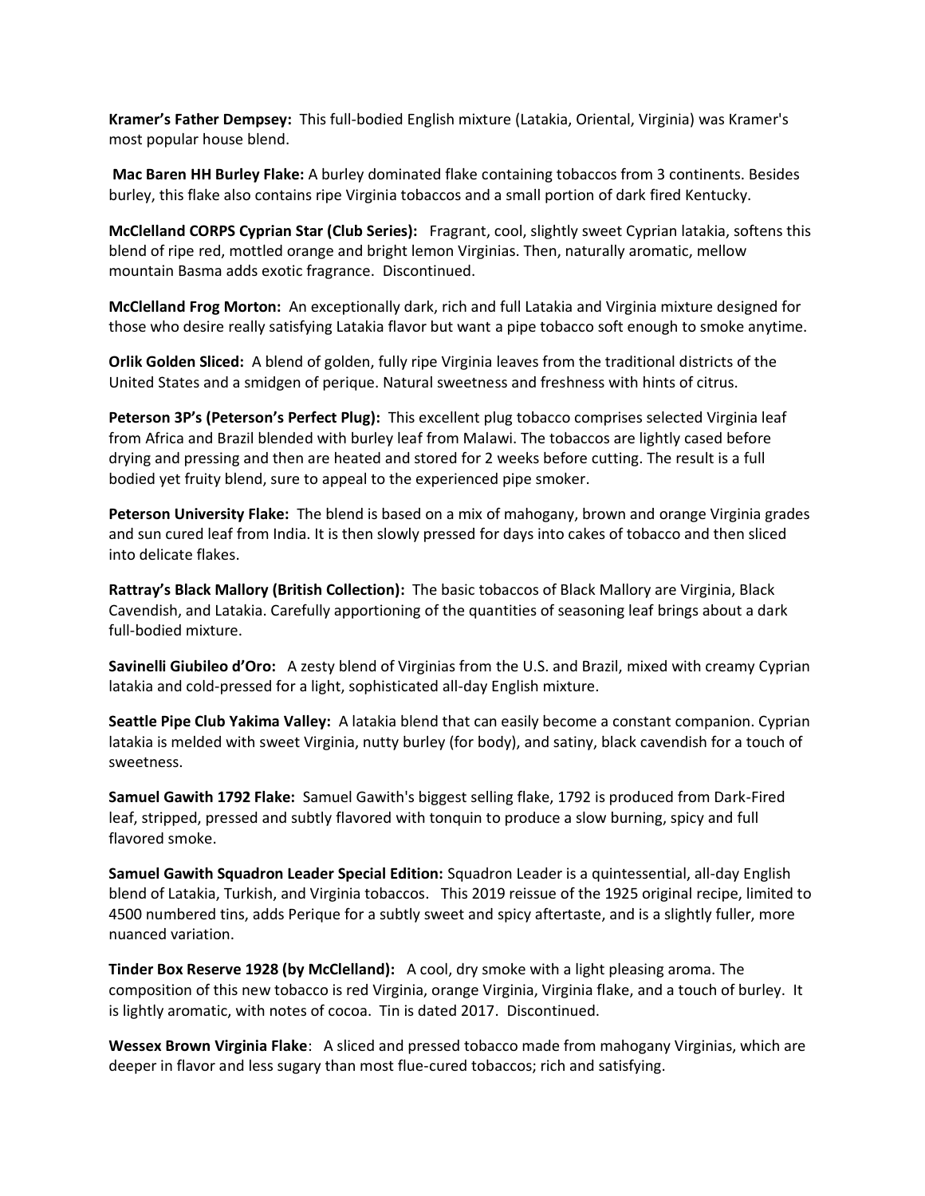**Kramer's Father Dempsey:** This full-bodied English mixture (Latakia, Oriental, Virginia) was Kramer's most popular house blend.

**Mac Baren HH Burley Flake:** A burley dominated flake containing tobaccos from 3 continents. Besides burley, this flake also contains ripe Virginia tobaccos and a small portion of dark fired Kentucky.

**McClelland CORPS Cyprian Star (Club Series):** Fragrant, cool, slightly sweet Cyprian latakia, softens this blend of ripe red, mottled orange and bright lemon Virginias. Then, naturally aromatic, mellow mountain Basma adds exotic fragrance. Discontinued.

**McClelland Frog Morton:** An exceptionally dark, rich and full Latakia and Virginia mixture designed for those who desire really satisfying Latakia flavor but want a pipe tobacco soft enough to smoke anytime.

**Orlik Golden Sliced:** A blend of golden, fully ripe Virginia leaves from the traditional districts of the United States and a smidgen of perique. Natural sweetness and freshness with hints of citrus.

**Peterson 3P's (Peterson's Perfect Plug):** This excellent plug tobacco comprises selected Virginia leaf from Africa and Brazil blended with burley leaf from Malawi. The tobaccos are lightly cased before drying and pressing and then are heated and stored for 2 weeks before cutting. The result is a full bodied yet fruity blend, sure to appeal to the experienced pipe smoker.

**Peterson University Flake:** The blend is based on a mix of mahogany, brown and orange Virginia grades and sun cured leaf from India. It is then slowly pressed for days into cakes of tobacco and then sliced into delicate flakes.

**Rattray's Black Mallory (British Collection):** The basic tobaccos of Black Mallory are Virginia, Black Cavendish, and Latakia. Carefully apportioning of the quantities of seasoning leaf brings about a dark full-bodied mixture.

**Savinelli Giubileo d'Oro:** A zesty blend of Virginias from the U.S. and Brazil, mixed with creamy Cyprian latakia and cold-pressed for a light, sophisticated all-day English mixture.

**Seattle Pipe Club Yakima Valley:** A latakia blend that can easily become a constant companion. Cyprian latakia is melded with sweet Virginia, nutty burley (for body), and satiny, black cavendish for a touch of sweetness.

**Samuel Gawith 1792 Flake:** Samuel Gawith's biggest selling flake, 1792 is produced from Dark-Fired leaf, stripped, pressed and subtly flavored with tonquin to produce a slow burning, spicy and full flavored smoke.

**Samuel Gawith Squadron Leader Special Edition:** Squadron Leader is a quintessential, all-day English blend of Latakia, Turkish, and Virginia tobaccos. This 2019 reissue of the 1925 original recipe, limited to 4500 numbered tins, adds Perique for a subtly sweet and spicy aftertaste, and is a slightly fuller, more nuanced variation.

**Tinder Box Reserve 1928 (by McClelland):** A cool, dry smoke with a light pleasing aroma. The composition of this new tobacco is red Virginia, orange Virginia, Virginia flake, and a touch of burley. It is lightly aromatic, with notes of cocoa. Tin is dated 2017. Discontinued.

**Wessex Brown Virginia Flake**: A sliced and pressed tobacco made from mahogany Virginias, which are deeper in flavor and less sugary than most flue-cured tobaccos; rich and satisfying.